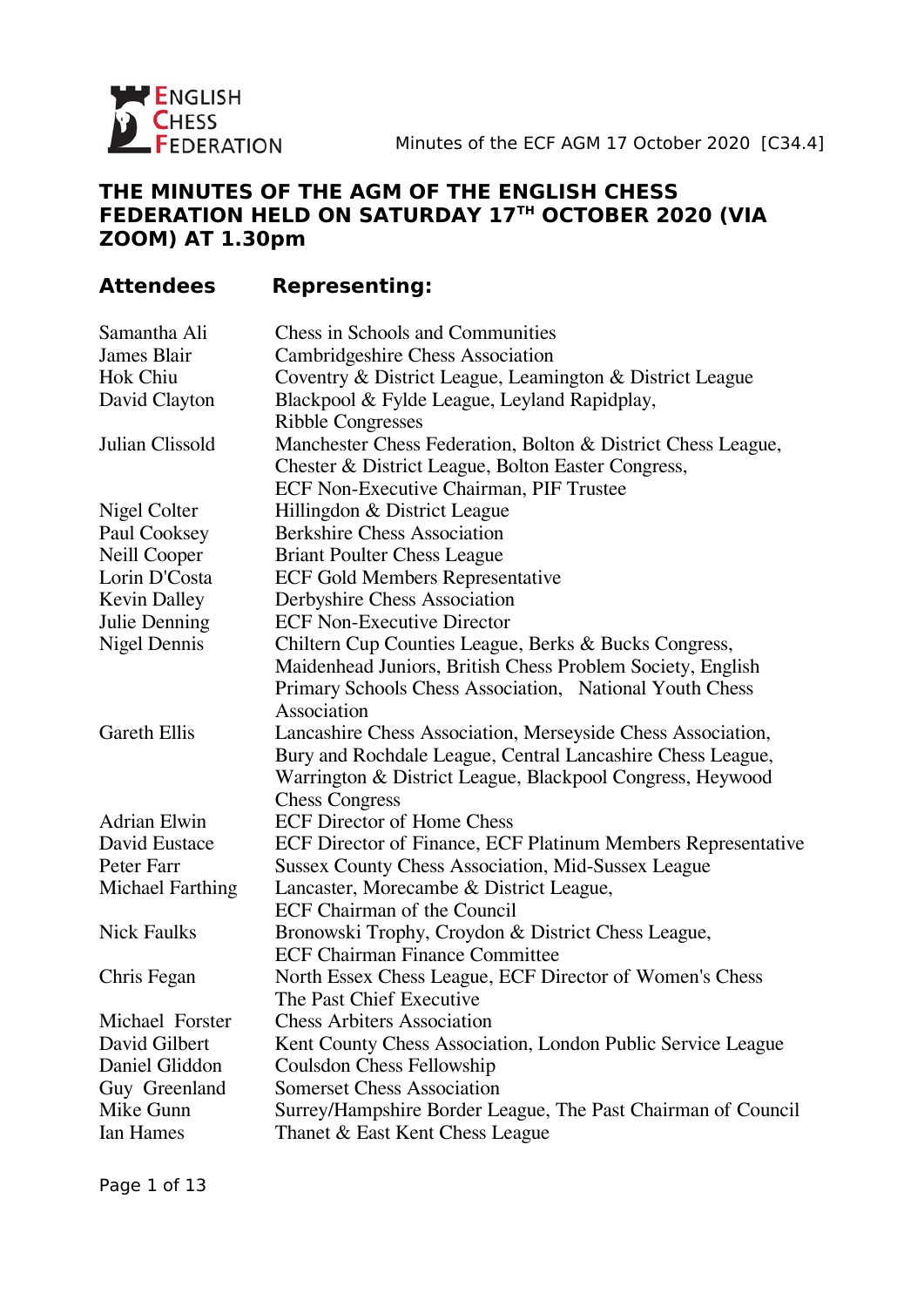# THE MINUTES OF THE AGM OF THE ENGLISH CHESS FEDERATION HELD ON SATURDAY 17TH OCTOBER 2020 (VIA ZOOM) AT 1.30pm

| Attendees | Representing: |
|---|---|
| Samantha Ali | Chess in Schools and Communities |
| James Blair | Cambridgeshire Chess Association |
| Hok Chiu | Coventry & District League, Leamington & District League |
| David Clayton | Blackpool & Fylde League, Leyland Rapidplay, Ribble Congresses |
| Julian Clissold | Manchester Chess Federation, Bolton & District Chess League, Chester & District League, Bolton Easter Congress, ECF Non-Executive Chairman, PIF Trustee |
| Nigel Colter | Hillingdon & District League |
| Paul Cooksey | Berkshire Chess Association |
| Neill Cooper | Briant Poulter Chess League |
| Lorin D'Costa | ECF Gold Members Representative |
| Kevin Dalley | Derbyshire Chess Association |
| Julie Denning | ECF Non-Executive Director |
| Nigel Dennis | Chiltern Cup Counties League, Berks & Bucks Congress, Maidenhead Juniors, British Chess Problem Society, English Primary Schools Chess Association, National Youth Chess Association |
| Gareth Ellis | Lancashire Chess Association, Merseyside Chess Association, Bury and Rochdale League, Central Lancashire Chess League, Warrington & District League, Blackpool Congress, Heywood Chess Congress |
| Adrian Elwin | ECF Director of Home Chess |
| David Eustace | ECF Director of Finance, ECF Platinum Members Representative |
| Peter Farr | Sussex County Chess Association, Mid-Sussex League |
| Michael Farthing | Lancaster, Morecambe & District League, ECF Chairman of the Council |
| Nick Faulks | Bronowski Trophy, Croydon & District Chess League, ECF Chairman Finance Committee |
| Chris Fegan | North Essex Chess League, ECF Director of Women's Chess The Past Chief Executive |
| Michael Forster | Chess Arbiters Association |
| David Gilbert | Kent County Chess Association, London Public Service League |
| Daniel Gliddon | Coulsdon Chess Fellowship |
| Guy Greenland | Somerset Chess Association |
| Mike Gunn | Surrey/Hampshire Border League, The Past Chairman of Council |
| Ian Hames | Thanet & East Kent Chess League |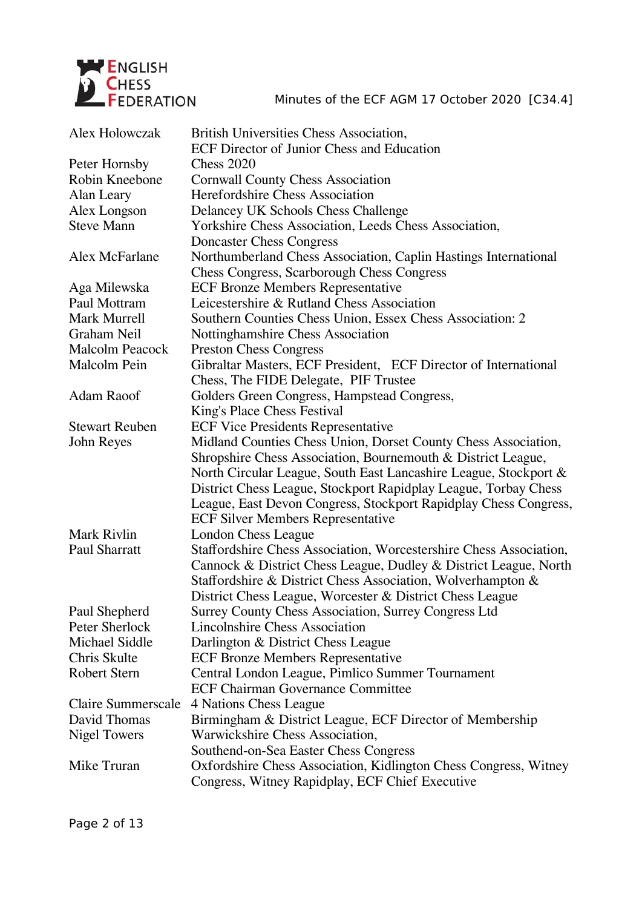| | |
|---|---|
| Alex Holowczak | British Universities Chess Association, ECF Director of Junior Chess and Education |
| Peter Hornsby | Chess 2020 |
| Robin Kneebone | Cornwall County Chess Association |
| Alan Leary | Herefordshire Chess Association |
| Alex Longson | Delancey UK Schools Chess Challenge |
| Steve Mann | Yorkshire Chess Association, Leeds Chess Association, Doncaster Chess Congress |
| Alex McFarlane | Northumberland Chess Association, Caplin Hastings International Chess Congress, Scarborough Chess Congress |
| Aga Milewska | ECF Bronze Members Representative |
| Paul Mottram | Leicestershire & Rutland Chess Association |
| Mark Murrell | Southern Counties Chess Union, Essex Chess Association: 2 |
| Graham Neil | Nottinghamshire Chess Association |
| Malcolm Peacock | Preston Chess Congress |
| Malcolm Pein | Gibraltar Masters, ECF President, ECF Director of International Chess, The FIDE Delegate, PIF Trustee |
| Adam Raoof | Golders Green Congress, Hampstead Congress, King's Place Chess Festival |
| Stewart Reuben | ECF Vice Presidents Representative |
| John Reyes | Midland Counties Chess Union, Dorset County Chess Association, Shropshire Chess Association, Bournemouth & District League, North Circular League, South East Lancashire League, Stockport & District Chess League, Stockport Rapidplay League, Torbay Chess League, East Devon Congress, Stockport Rapidplay Chess Congress, ECF Silver Members Representative |
| Mark Rivlin | London Chess League |
| Paul Sharratt | Staffordshire Chess Association, Worcestershire Chess Association, Cannock & District Chess League, Dudley & District League, North Staffordshire & District Chess Association, Wolverhampton & District Chess League, Worcester & District Chess League |
| Paul Shepherd | Surrey County Chess Association, Surrey Congress Ltd |
| Peter Sherlock | Lincolnshire Chess Association |
| Michael Siddle | Darlington & District Chess League |
| Chris Skulte | ECF Bronze Members Representative |
| Robert Stern | Central London League, Pimlico Summer Tournament ECF Chairman Governance Committee |
| Claire Summerscale | 4 Nations Chess League |
| David Thomas | Birmingham & District League, ECF Director of Membership |
| Nigel Towers | Warwickshire Chess Association, Southend-on-Sea Easter Chess Congress |
| Mike Truran | Oxfordshire Chess Association, Kidlington Chess Congress, Witney Congress, Witney Rapidplay, ECF Chief Executive |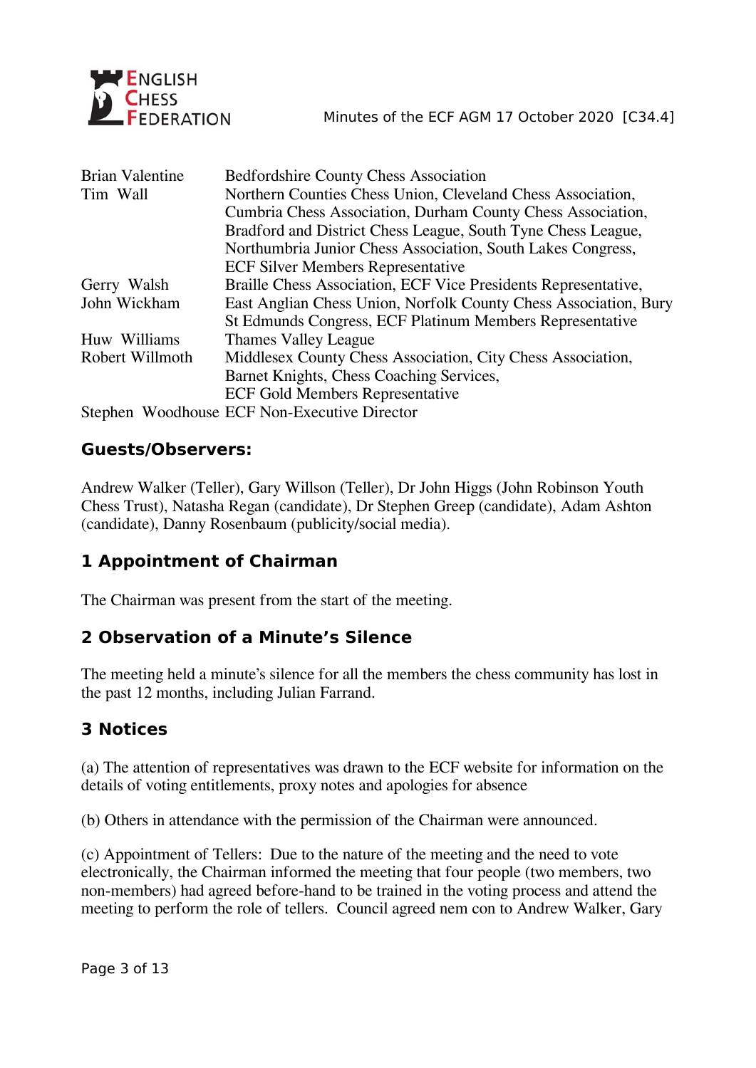| | |
|---|---|
| Brian Valentine | Bedfordshire County Chess Association |
| Tim Wall | Northern Counties Chess Union, Cleveland Chess Association, Cumbria Chess Association, Durham County Chess Association, Bradford and District Chess League, South Tyne Chess League, Northumbria Junior Chess Association, South Lakes Congress, ECF Silver Members Representative |
| Gerry Walsh | Braille Chess Association, ECF Vice Presidents Representative, |
| John Wickham | East Anglian Chess Union, Norfolk County Chess Association, Bury St Edmunds Congress, ECF Platinum Members Representative |
| Huw Williams | Thames Valley League |
| Robert Willmoth | Middlesex County Chess Association, City Chess Association, Barnet Knights, Chess Coaching Services, ECF Gold Members Representative |
| Stephen Woodhouse | ECF Non-Executive Director |

## Guests/Observers:

Andrew Walker (Teller), Gary Willson (Teller), Dr John Higgs (John Robinson Youth Chess Trust), Natasha Regan (candidate), Dr Stephen Greep (candidate), Adam Ashton (candidate), Danny Rosenbaum (publicity/social media).

## 1 Appointment of Chairman

The Chairman was present from the start of the meeting.

## 2 Observation of a Minute's Silence

The meeting held a minute's silence for all the members the chess community has lost in the past 12 months, including Julian Farrand.

## 3 Notices

(a) The attention of representatives was drawn to the ECF website for information on the details of voting entitlements, proxy notes and apologies for absence

(b) Others in attendance with the permission of the Chairman were announced.

(c) Appointment of Tellers: Due to the nature of the meeting and the need to vote electronically, the Chairman informed the meeting that four people (two members, two non-members) had agreed before-hand to be trained in the voting process and attend the meeting to perform the role of tellers. Council agreed nem con to Andrew Walker, Gary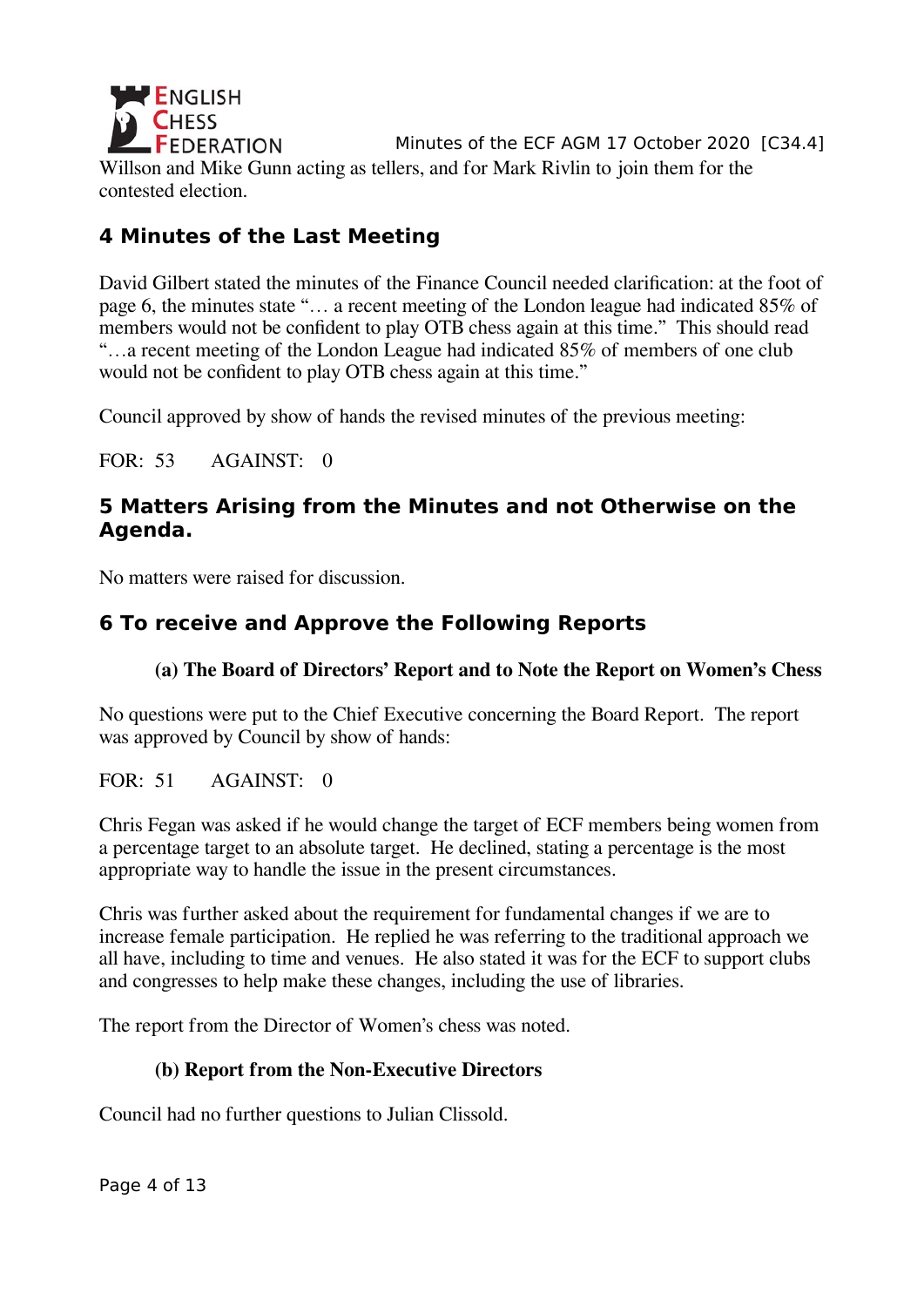Willson and Mike Gunn acting as tellers, and for Mark Rivlin to join them for the contested election.

## 4 Minutes of the Last Meeting

David Gilbert stated the minutes of the Finance Council needed clarification: at the foot of page 6, the minutes state "… a recent meeting of the London league had indicated 85% of members would not be confident to play OTB chess again at this time." This should read "…a recent meeting of the London League had indicated 85% of members of one club would not be confident to play OTB chess again at this time."

Council approved by show of hands the revised minutes of the previous meeting:

FOR: 53 AGAINST: 0

## 5 Matters Arising from the Minutes and not Otherwise on the Agenda.

No matters were raised for discussion.

## 6 To receive and Approve the Following Reports

### (a) The Board of Directors' Report and to Note the Report on Women's Chess

No questions were put to the Chief Executive concerning the Board Report. The report was approved by Council by show of hands:

FOR: 51 AGAINST: 0

Chris Fegan was asked if he would change the target of ECF members being women from a percentage target to an absolute target. He declined, stating a percentage is the most appropriate way to handle the issue in the present circumstances.

Chris was further asked about the requirement for fundamental changes if we are to increase female participation. He replied he was referring to the traditional approach we all have, including to time and venues. He also stated it was for the ECF to support clubs and congresses to help make these changes, including the use of libraries.

The report from the Director of Women's chess was noted.

### (b) Report from the Non-Executive Directors

Council had no further questions to Julian Clissold.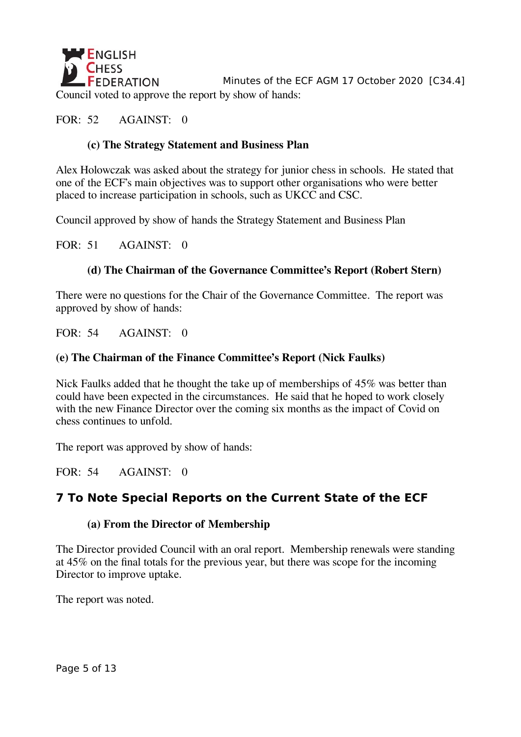Council voted to approve the report by show of hands:

FOR: 52  AGAINST: 0

**(c) The Strategy Statement and Business Plan**

Alex Holowczak was asked about the strategy for junior chess in schools. He stated that one of the ECF's main objectives was to support other organisations who were better placed to increase participation in schools, such as UKCC and CSC.

Council approved by show of hands the Strategy Statement and Business Plan

FOR: 51  AGAINST: 0

**(d) The Chairman of the Governance Committee's Report (Robert Stern)**

There were no questions for the Chair of the Governance Committee. The report was approved by show of hands:

FOR: 54  AGAINST: 0

**(e) The Chairman of the Finance Committee's Report (Nick Faulks)**

Nick Faulks added that he thought the take up of memberships of 45% was better than could have been expected in the circumstances. He said that he hoped to work closely with the new Finance Director over the coming six months as the impact of Covid on chess continues to unfold.

The report was approved by show of hands:

FOR: 54  AGAINST: 0

## 7 To Note Special Reports on the Current State of the ECF

**(a) From the Director of Membership**

The Director provided Council with an oral report. Membership renewals were standing at 45% on the final totals for the previous year, but there was scope for the incoming Director to improve uptake.

The report was noted.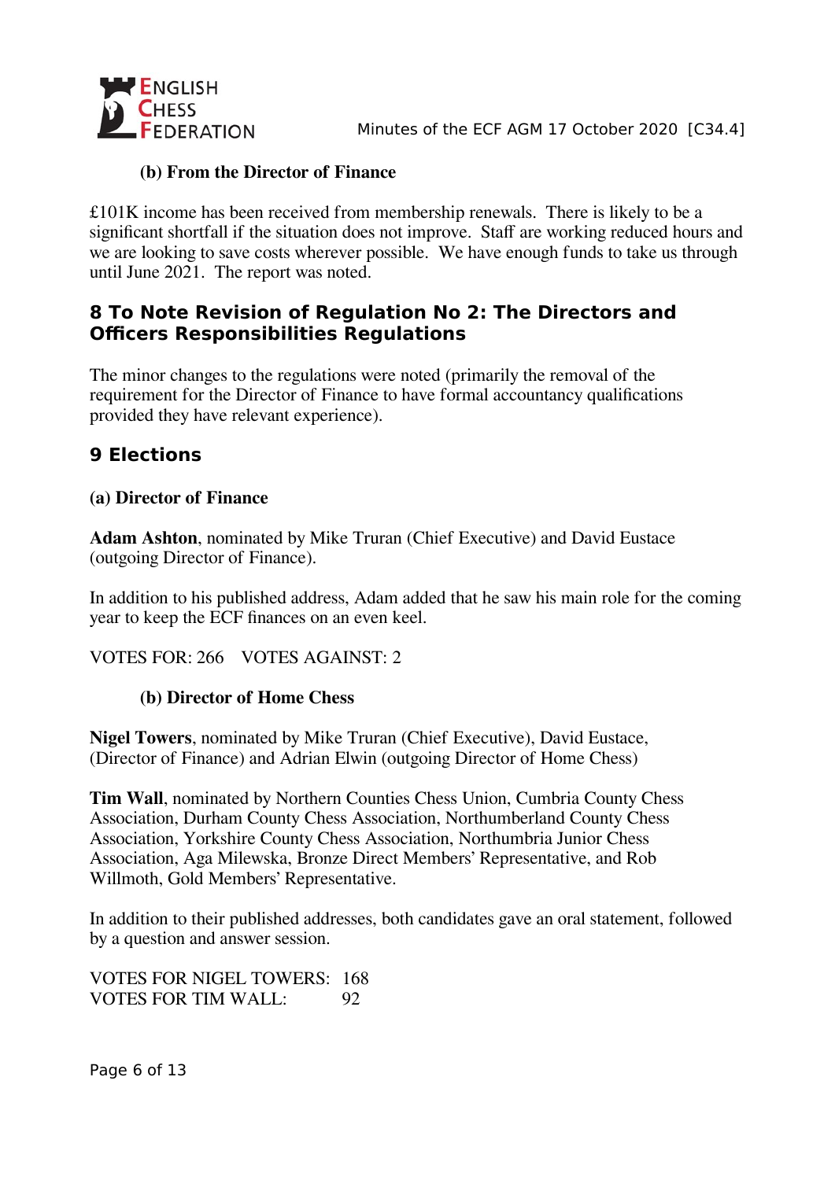**(b) From the Director of Finance**

£101K income has been received from membership renewals. There is likely to be a significant shortfall if the situation does not improve. Staff are working reduced hours and we are looking to save costs wherever possible. We have enough funds to take us through until June 2021. The report was noted.

## 8 To Note Revision of Regulation No 2: The Directors and Officers Responsibilities Regulations

The minor changes to the regulations were noted (primarily the removal of the requirement for the Director of Finance to have formal accountancy qualifications provided they have relevant experience).

## 9 Elections

**(a) Director of Finance**

**Adam Ashton**, nominated by Mike Truran (Chief Executive) and David Eustace (outgoing Director of Finance).

In addition to his published address, Adam added that he saw his main role for the coming year to keep the ECF finances on an even keel.

VOTES FOR: 266 VOTES AGAINST: 2

**(b) Director of Home Chess**

**Nigel Towers**, nominated by Mike Truran (Chief Executive), David Eustace, (Director of Finance) and Adrian Elwin (outgoing Director of Home Chess)

**Tim Wall**, nominated by Northern Counties Chess Union, Cumbria County Chess Association, Durham County Chess Association, Northumberland County Chess Association, Yorkshire County Chess Association, Northumbria Junior Chess Association, Aga Milewska, Bronze Direct Members' Representative, and Rob Willmoth, Gold Members' Representative.

In addition to their published addresses, both candidates gave an oral statement, followed by a question and answer session.

VOTES FOR NIGEL TOWERS: 168
VOTES FOR TIM WALL: 92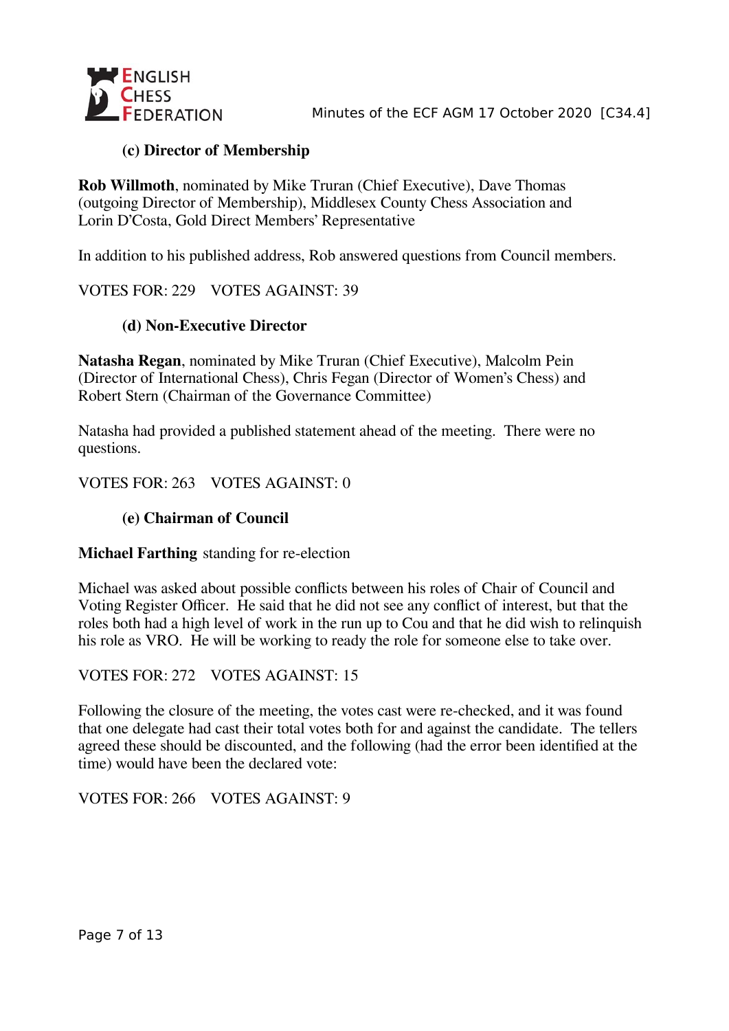### (c) Director of Membership

**Rob Willmoth**, nominated by Mike Truran (Chief Executive), Dave Thomas (outgoing Director of Membership), Middlesex County Chess Association and Lorin D'Costa, Gold Direct Members' Representative

In addition to his published address, Rob answered questions from Council members.

VOTES FOR: 229 VOTES AGAINST: 39

### (d) Non-Executive Director

**Natasha Regan**, nominated by Mike Truran (Chief Executive), Malcolm Pein (Director of International Chess), Chris Fegan (Director of Women's Chess) and Robert Stern (Chairman of the Governance Committee)

Natasha had provided a published statement ahead of the meeting. There were no questions.

VOTES FOR: 263 VOTES AGAINST: 0

### (e) Chairman of Council

**Michael Farthing** standing for re-election

Michael was asked about possible conflicts between his roles of Chair of Council and Voting Register Officer. He said that he did not see any conflict of interest, but that the roles both had a high level of work in the run up to Cou and that he did wish to relinquish his role as VRO. He will be working to ready the role for someone else to take over.

VOTES FOR: 272 VOTES AGAINST: 15

Following the closure of the meeting, the votes cast were re-checked, and it was found that one delegate had cast their total votes both for and against the candidate. The tellers agreed these should be discounted, and the following (had the error been identified at the time) would have been the declared vote:

VOTES FOR: 266 VOTES AGAINST: 9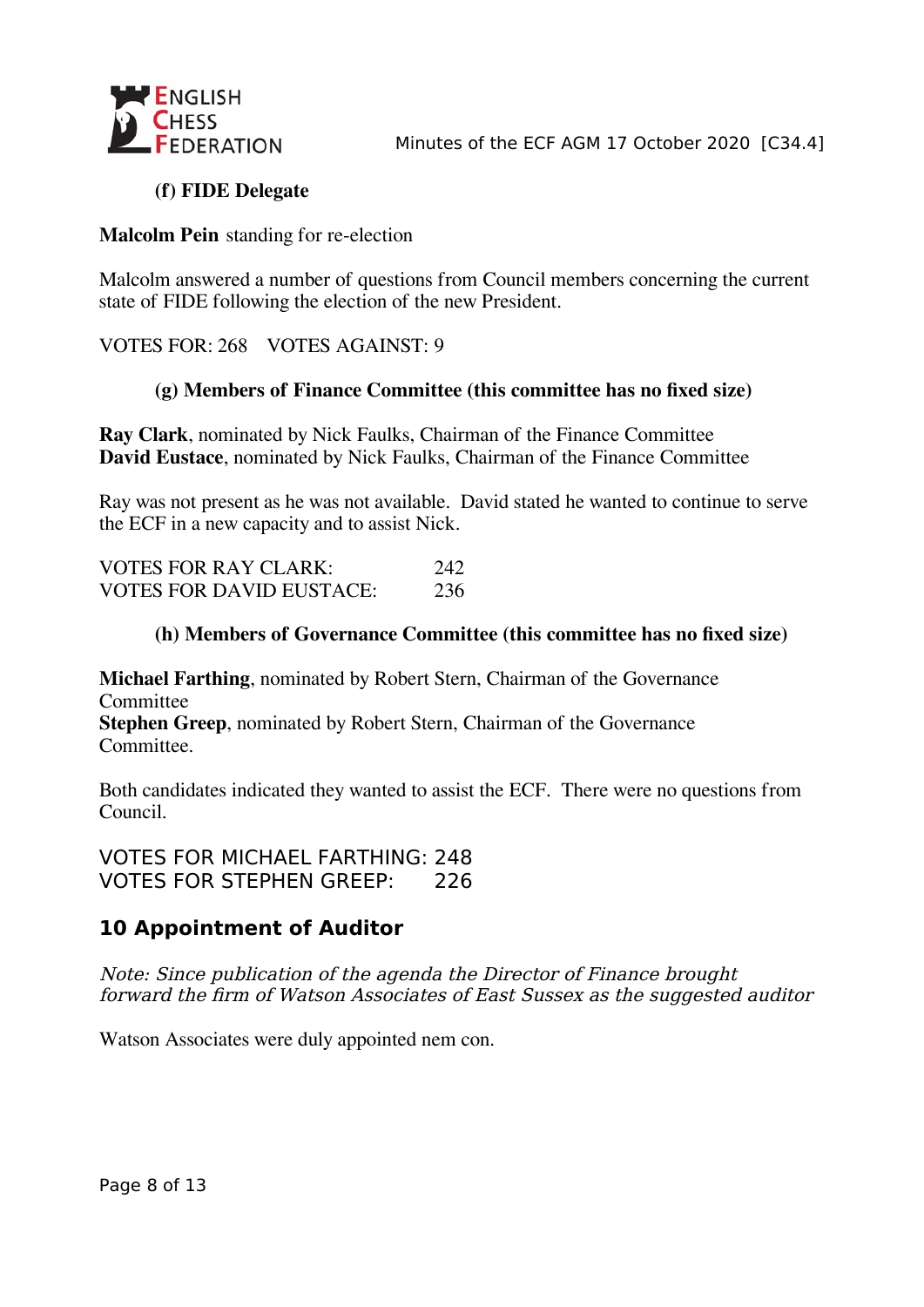### (f) FIDE Delegate

**Malcolm Pein** standing for re-election

Malcolm answered a number of questions from Council members concerning the current state of FIDE following the election of the new President.

VOTES FOR: 268 VOTES AGAINST: 9

### (g) Members of Finance Committee (this committee has no fixed size)

**Ray Clark**, nominated by Nick Faulks, Chairman of the Finance Committee
**David Eustace**, nominated by Nick Faulks, Chairman of the Finance Committee

Ray was not present as he was not available. David stated he wanted to continue to serve the ECF in a new capacity and to assist Nick.

VOTES FOR RAY CLARK: 242
VOTES FOR DAVID EUSTACE: 236

### (h) Members of Governance Committee (this committee has no fixed size)

**Michael Farthing**, nominated by Robert Stern, Chairman of the Governance Committee
**Stephen Greep**, nominated by Robert Stern, Chairman of the Governance Committee.

Both candidates indicated they wanted to assist the ECF. There were no questions from Council.

VOTES FOR MICHAEL FARTHING: 248
VOTES FOR STEPHEN GREEP: 226

## 10 Appointment of Auditor

*Note: Since publication of the agenda the Director of Finance brought forward the firm of Watson Associates of East Sussex as the suggested auditor*

Watson Associates were duly appointed nem con.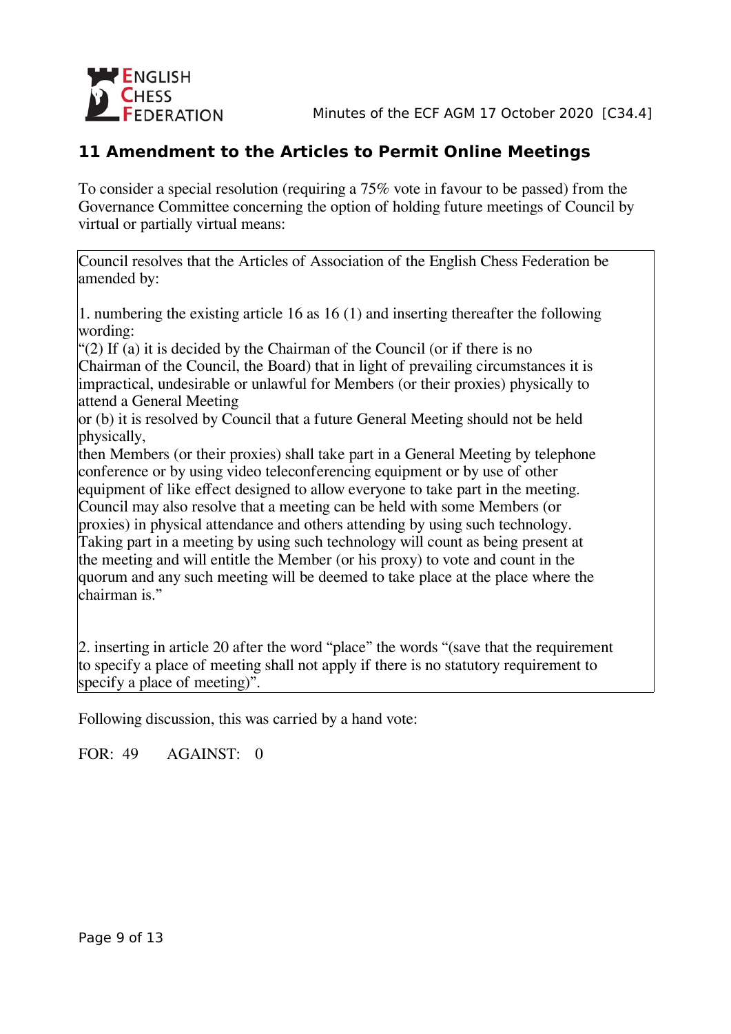## 11 Amendment to the Articles to Permit Online Meetings

To consider a special resolution (requiring a 75% vote in favour to be passed) from the Governance Committee concerning the option of holding future meetings of Council by virtual or partially virtual means:

> Council resolves that the Articles of Association of the English Chess Federation be amended by:
>
> 1. numbering the existing article 16 as 16 (1) and inserting thereafter the following wording:
> "(2) If (a) it is decided by the Chairman of the Council (or if there is no Chairman of the Council, the Board) that in light of prevailing circumstances it is impractical, undesirable or unlawful for Members (or their proxies) physically to attend a General Meeting
> or (b) it is resolved by Council that a future General Meeting should not be held physically,
> then Members (or their proxies) shall take part in a General Meeting by telephone conference or by using video teleconferencing equipment or by use of other equipment of like effect designed to allow everyone to take part in the meeting. Council may also resolve that a meeting can be held with some Members (or proxies) in physical attendance and others attending by using such technology. Taking part in a meeting by using such technology will count as being present at the meeting and will entitle the Member (or his proxy) to vote and count in the quorum and any such meeting will be deemed to take place at the place where the chairman is."
>
> 2. inserting in article 20 after the word "place" the words "(save that the requirement to specify a place of meeting shall not apply if there is no statutory requirement to specify a place of meeting)".

Following discussion, this was carried by a hand vote:

FOR: 49 AGAINST: 0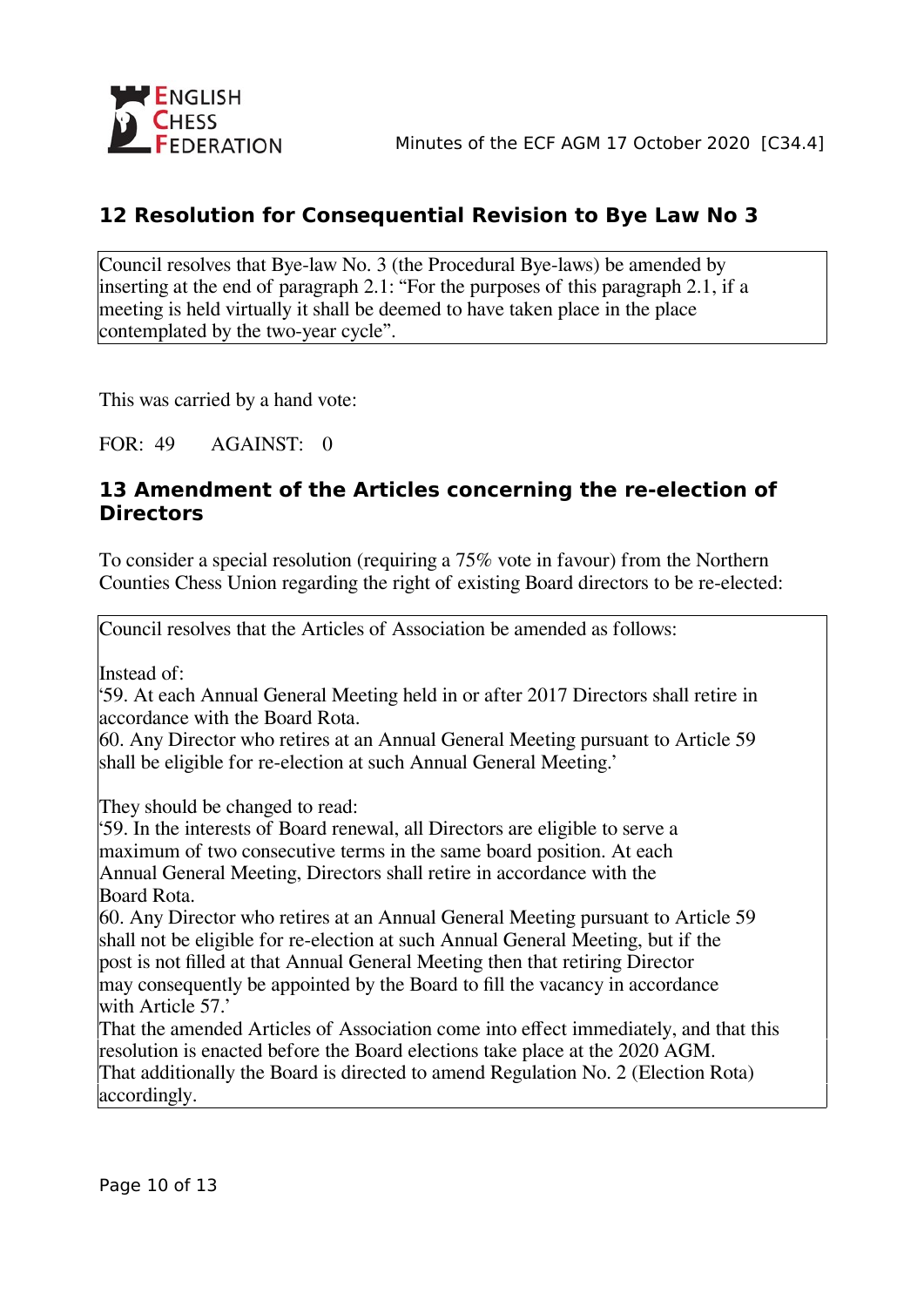## 12 Resolution for Consequential Revision to Bye Law No 3

> Council resolves that Bye-law No. 3 (the Procedural Bye-laws) be amended by inserting at the end of paragraph 2.1: "For the purposes of this paragraph 2.1, if a meeting is held virtually it shall be deemed to have taken place in the place contemplated by the two-year cycle".

This was carried by a hand vote:

FOR: 49 AGAINST: 0

## 13 Amendment of the Articles concerning the re-election of Directors

To consider a special resolution (requiring a 75% vote in favour) from the Northern Counties Chess Union regarding the right of existing Board directors to be re-elected:

> Council resolves that the Articles of Association be amended as follows:
>
> Instead of:
> '59. At each Annual General Meeting held in or after 2017 Directors shall retire in accordance with the Board Rota.
> 60. Any Director who retires at an Annual General Meeting pursuant to Article 59 shall be eligible for re-election at such Annual General Meeting.'
>
> They should be changed to read:
> '59. In the interests of Board renewal, all Directors are eligible to serve a maximum of two consecutive terms in the same board position. At each Annual General Meeting, Directors shall retire in accordance with the Board Rota.
> 60. Any Director who retires at an Annual General Meeting pursuant to Article 59 shall not be eligible for re-election at such Annual General Meeting, but if the post is not filled at that Annual General Meeting then that retiring Director may consequently be appointed by the Board to fill the vacancy in accordance with Article 57.'
> That the amended Articles of Association come into effect immediately, and that this resolution is enacted before the Board elections take place at the 2020 AGM.
> That additionally the Board is directed to amend Regulation No. 2 (Election Rota) accordingly.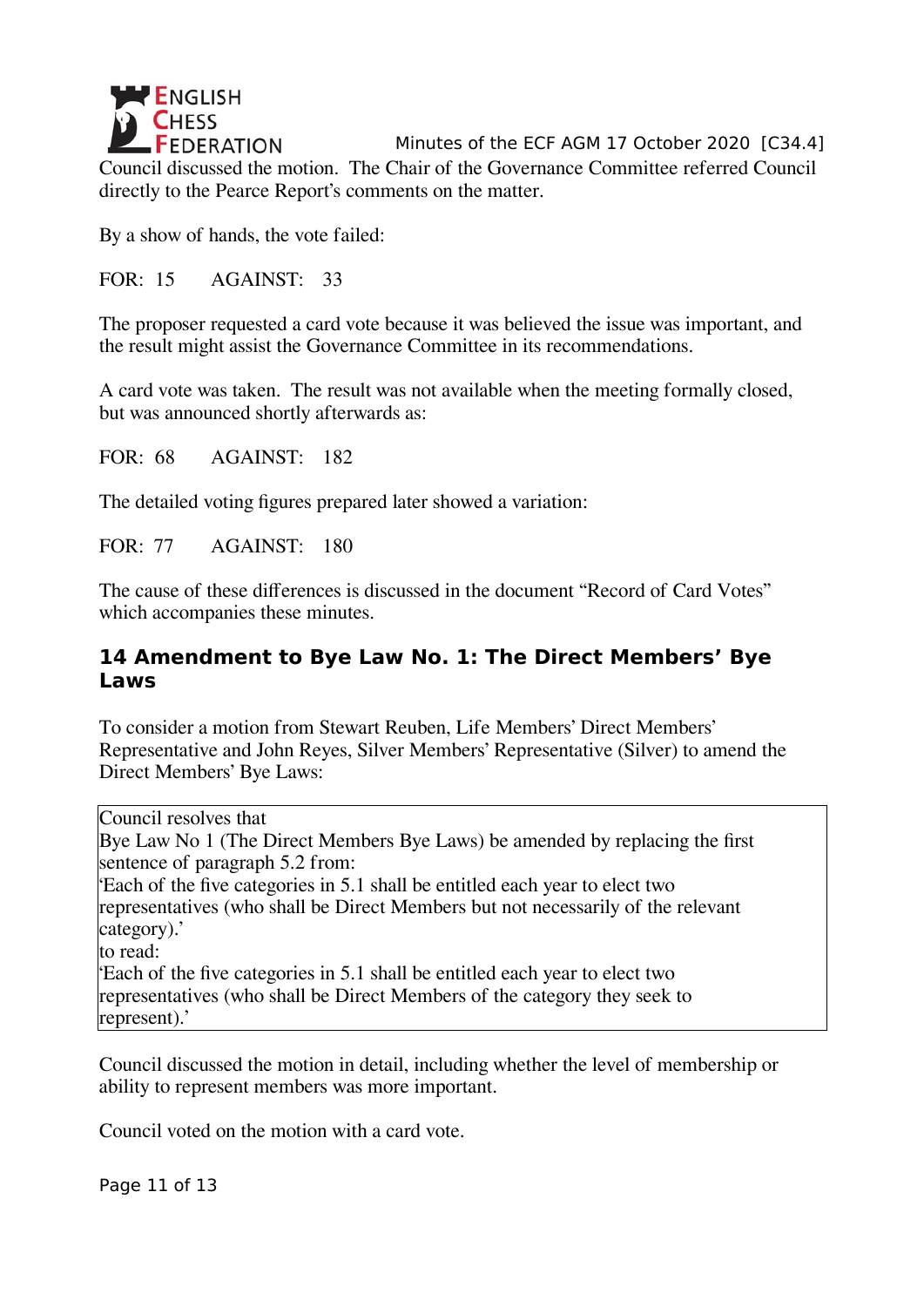Council discussed the motion. The Chair of the Governance Committee referred Council directly to the Pearce Report's comments on the matter.

By a show of hands, the vote failed:

FOR: 15 AGAINST: 33

The proposer requested a card vote because it was believed the issue was important, and the result might assist the Governance Committee in its recommendations.

A card vote was taken. The result was not available when the meeting formally closed, but was announced shortly afterwards as:

FOR: 68 AGAINST: 182

The detailed voting figures prepared later showed a variation:

FOR: 77 AGAINST: 180

The cause of these differences is discussed in the document "Record of Card Votes" which accompanies these minutes.

## 14 Amendment to Bye Law No. 1: The Direct Members' Bye Laws

To consider a motion from Stewart Reuben, Life Members' Direct Members' Representative and John Reyes, Silver Members' Representative (Silver) to amend the Direct Members' Bye Laws:

> Council resolves that
> Bye Law No 1 (The Direct Members Bye Laws) be amended by replacing the first sentence of paragraph 5.2 from:
> 'Each of the five categories in 5.1 shall be entitled each year to elect two representatives (who shall be Direct Members but not necessarily of the relevant category).'
> to read:
> 'Each of the five categories in 5.1 shall be entitled each year to elect two representatives (who shall be Direct Members of the category they seek to represent).'

Council discussed the motion in detail, including whether the level of membership or ability to represent members was more important.

Council voted on the motion with a card vote.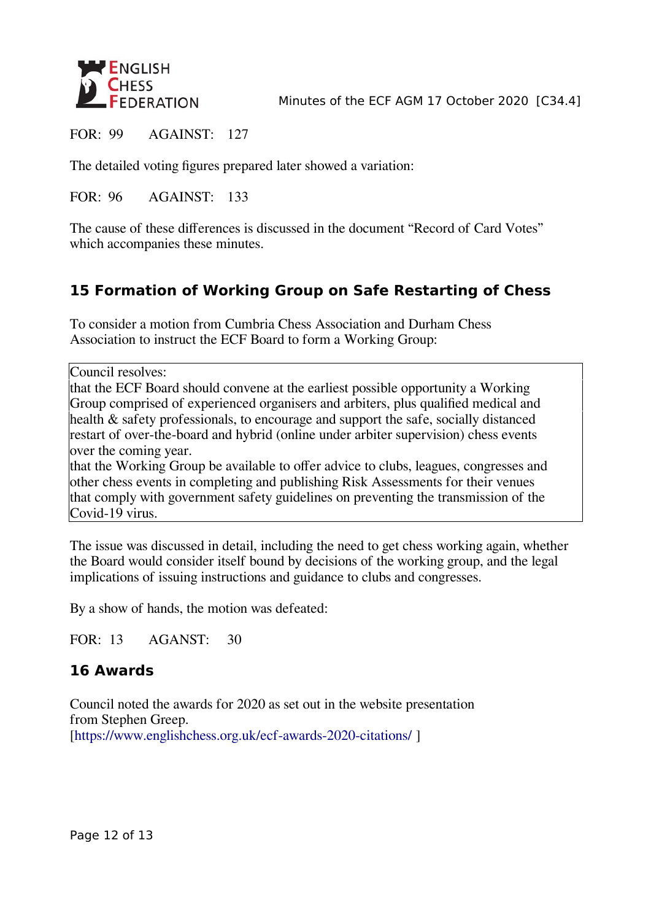FOR: 99 AGAINST: 127

The detailed voting figures prepared later showed a variation:

FOR: 96 AGAINST: 133

The cause of these differences is discussed in the document “Record of Card Votes” which accompanies these minutes.

## 15 Formation of Working Group on Safe Restarting of Chess

To consider a motion from Cumbria Chess Association and Durham Chess Association to instruct the ECF Board to form a Working Group:

> Council resolves:
> that the ECF Board should convene at the earliest possible opportunity a Working Group comprised of experienced organisers and arbiters, plus qualified medical and health & safety professionals, to encourage and support the safe, socially distanced restart of over-the-board and hybrid (online under arbiter supervision) chess events over the coming year.
> that the Working Group be available to offer advice to clubs, leagues, congresses and other chess events in completing and publishing Risk Assessments for their venues that comply with government safety guidelines on preventing the transmission of the Covid-19 virus.

The issue was discussed in detail, including the need to get chess working again, whether the Board would consider itself bound by decisions of the working group, and the legal implications of issuing instructions and guidance to clubs and congresses.

By a show of hands, the motion was defeated:

FOR: 13 AGANST: 30

## 16 Awards

Council noted the awards for 2020 as set out in the website presentation from Stephen Greep.
[https://www.englishchess.org.uk/ecf-awards-2020-citations/ ]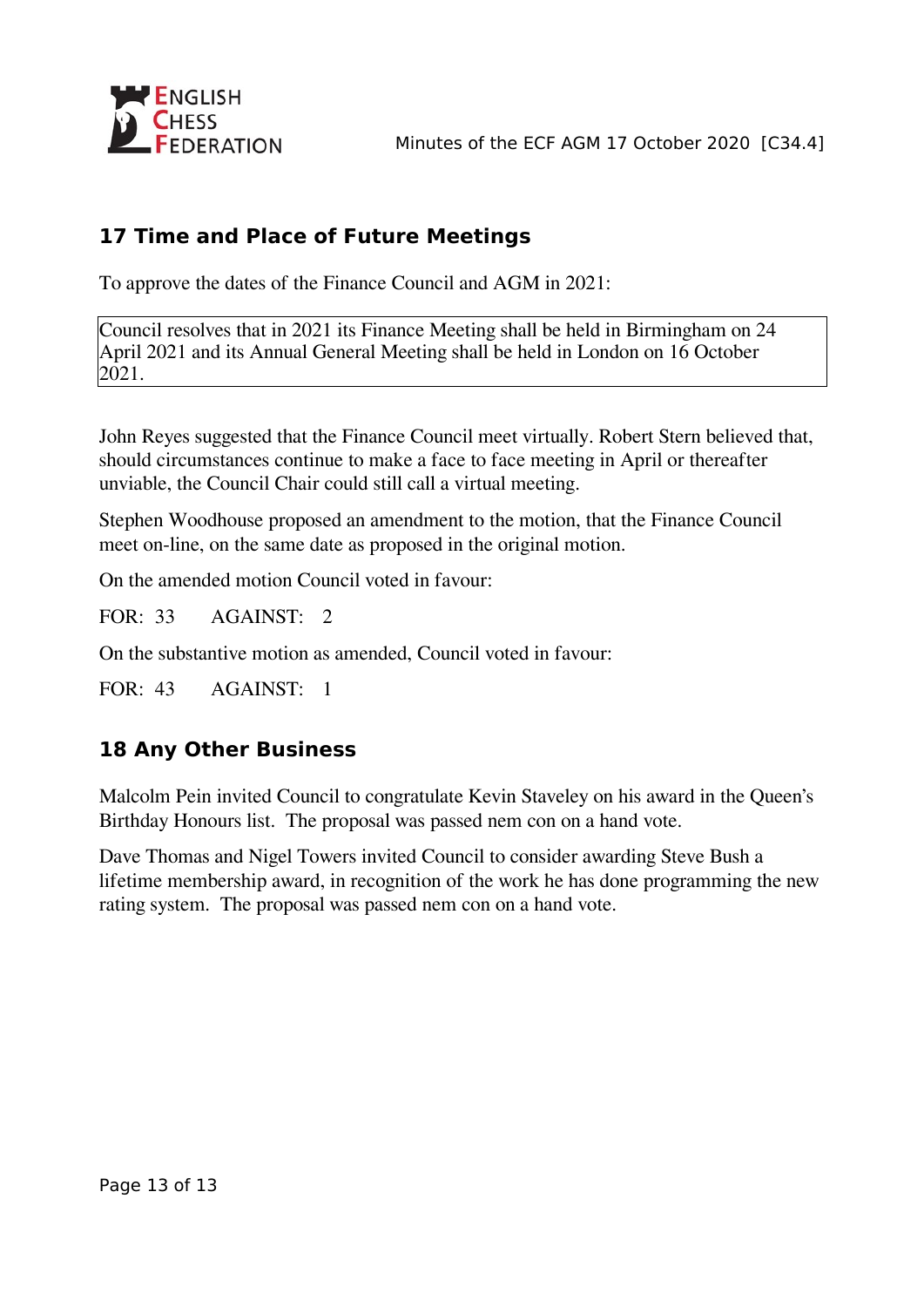## 17 Time and Place of Future Meetings

To approve the dates of the Finance Council and AGM in 2021:

> Council resolves that in 2021 its Finance Meeting shall be held in Birmingham on 24 April 2021 and its Annual General Meeting shall be held in London on 16 October 2021.

John Reyes suggested that the Finance Council meet virtually. Robert Stern believed that, should circumstances continue to make a face to face meeting in April or thereafter unviable, the Council Chair could still call a virtual meeting.

Stephen Woodhouse proposed an amendment to the motion, that the Finance Council meet on-line, on the same date as proposed in the original motion.

On the amended motion Council voted in favour:

FOR: 33 AGAINST: 2

On the substantive motion as amended, Council voted in favour:

FOR: 43 AGAINST: 1

## 18 Any Other Business

Malcolm Pein invited Council to congratulate Kevin Staveley on his award in the Queen's Birthday Honours list. The proposal was passed nem con on a hand vote.

Dave Thomas and Nigel Towers invited Council to consider awarding Steve Bush a lifetime membership award, in recognition of the work he has done programming the new rating system. The proposal was passed nem con on a hand vote.